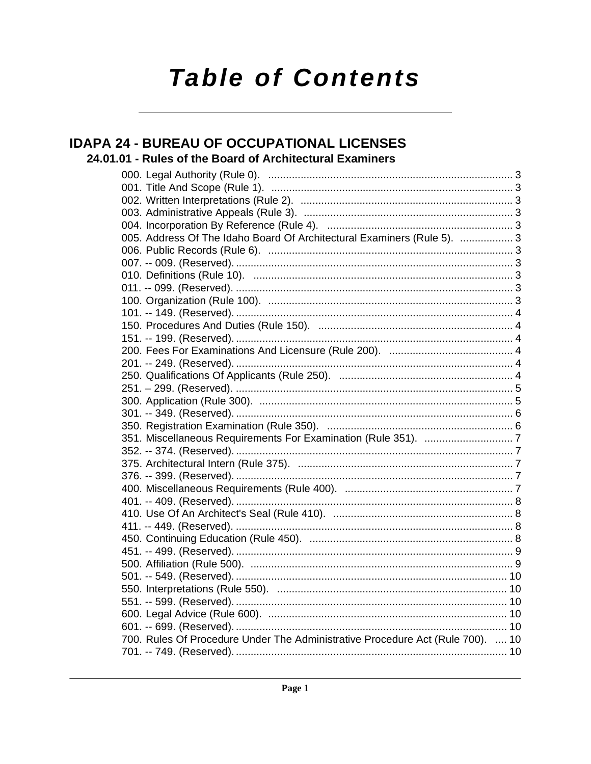# Table of Contents

## IDAPA 24 - BUREAU OF OCCUPATIONAL LICENSES

### 24.01.01 - Rules of the Board of Architectural Examiners

000. Legal Authority (Rule 0). ... 3
001. Title And Scope (Rule 1). ... 3
002. Written Interpretations (Rule 2). ... 3
003. Administrative Appeals (Rule 3). ... 3
004. Incorporation By Reference (Rule 4). ... 3
005. Address Of The Idaho Board Of Architectural Examiners (Rule 5). ... 3
006. Public Records (Rule 6). ... 3
007. -- 009. (Reserved). ... 3
010. Definitions (Rule 10). ... 3
011. -- 099. (Reserved). ... 3
100. Organization (Rule 100). ... 3
101. -- 149. (Reserved). ... 4
150. Procedures And Duties (Rule 150). ... 4
151. -- 199. (Reserved). ... 4
200. Fees For Examinations And Licensure (Rule 200). ... 4
201. -- 249. (Reserved). ... 4
250. Qualifications Of Applicants (Rule 250). ... 4
251. – 299. (Reserved). ... 5
300. Application (Rule 300). ... 5
301. -- 349. (Reserved). ... 6
350. Registration Examination (Rule 350). ... 6
351. Miscellaneous Requirements For Examination (Rule 351). ... 7
352. -- 374. (Reserved). ... 7
375. Architectural Intern (Rule 375). ... 7
376. -- 399. (Reserved). ... 7
400. Miscellaneous Requirements (Rule 400). ... 7
401. -- 409. (Reserved). ... 8
410. Use Of An Architect's Seal (Rule 410). ... 8
411. -- 449. (Reserved). ... 8
450. Continuing Education (Rule 450). ... 8
451. -- 499. (Reserved). ... 9
500. Affiliation (Rule 500). ... 9
501. -- 549. (Reserved). ... 10
550. Interpretations (Rule 550). ... 10
551. -- 599. (Reserved). ... 10
600. Legal Advice (Rule 600). ... 10
601. -- 699. (Reserved). ... 10
700. Rules Of Procedure Under The Administrative Procedure Act (Rule 700). ... 10
701. -- 749. (Reserved). ... 10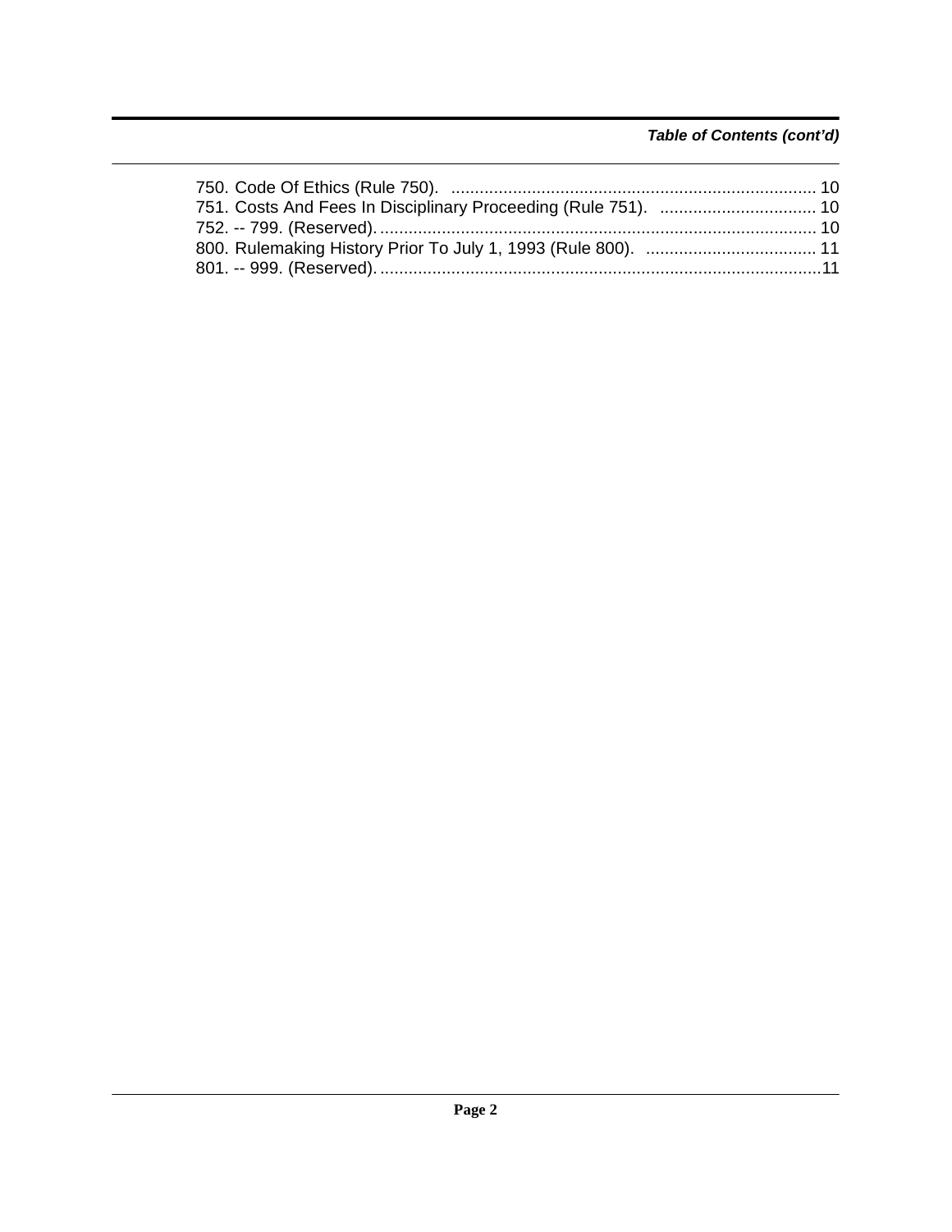*Table of Contents (cont'd)*

750. Code Of Ethics (Rule 750). ............................................................................ 10
751. Costs And Fees In Disciplinary Proceeding (Rule 751). ................................. 10
752. -- 799. (Reserved). ......................................................................................... 10
800. Rulemaking History Prior To July 1, 1993 (Rule 800). .................................... 11
801. -- 999. (Reserved). ..........................................................................................11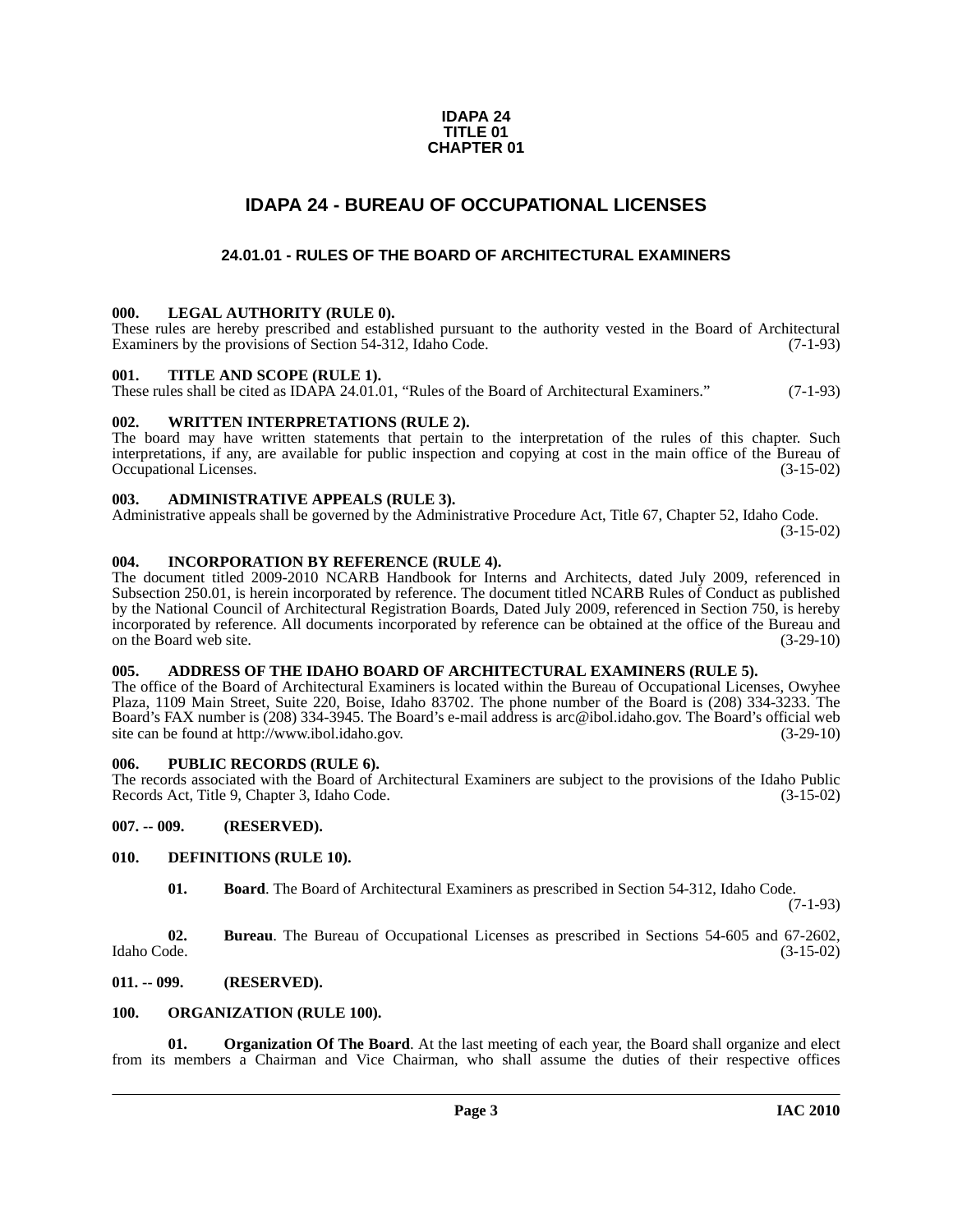**IDAPA 24**
**TITLE 01**
**CHAPTER 01**

# IDAPA 24 - BUREAU OF OCCUPATIONAL LICENSES

## 24.01.01 - RULES OF THE BOARD OF ARCHITECTURAL EXAMINERS

### 000. LEGAL AUTHORITY (RULE 0).

These rules are hereby prescribed and established pursuant to the authority vested in the Board of Architectural Examiners by the provisions of Section 54-312, Idaho Code. (7-1-93)

### 001. TITLE AND SCOPE (RULE 1).

These rules shall be cited as IDAPA 24.01.01, "Rules of the Board of Architectural Examiners." (7-1-93)

### 002. WRITTEN INTERPRETATIONS (RULE 2).

The board may have written statements that pertain to the interpretation of the rules of this chapter. Such interpretations, if any, are available for public inspection and copying at cost in the main office of the Bureau of Occupational Licenses. (3-15-02)

### 003. ADMINISTRATIVE APPEALS (RULE 3).

Administrative appeals shall be governed by the Administrative Procedure Act, Title 67, Chapter 52, Idaho Code. (3-15-02)

### 004. INCORPORATION BY REFERENCE (RULE 4).

The document titled 2009-2010 NCARB Handbook for Interns and Architects, dated July 2009, referenced in Subsection 250.01, is herein incorporated by reference. The document titled NCARB Rules of Conduct as published by the National Council of Architectural Registration Boards, Dated July 2009, referenced in Section 750, is hereby incorporated by reference. All documents incorporated by reference can be obtained at the office of the Bureau and on the Board web site. (3-29-10)

### 005. ADDRESS OF THE IDAHO BOARD OF ARCHITECTURAL EXAMINERS (RULE 5).

The office of the Board of Architectural Examiners is located within the Bureau of Occupational Licenses, Owyhee Plaza, 1109 Main Street, Suite 220, Boise, Idaho 83702. The phone number of the Board is (208) 334-3233. The Board's FAX number is (208) 334-3945. The Board's e-mail address is arc@ibol.idaho.gov. The Board's official web site can be found at http://www.ibol.idaho.gov. (3-29-10)

### 006. PUBLIC RECORDS (RULE 6).

The records associated with the Board of Architectural Examiners are subject to the provisions of the Idaho Public Records Act, Title 9, Chapter 3, Idaho Code. (3-15-02)

### 007. -- 009. (RESERVED).

### 010. DEFINITIONS (RULE 10).

**01. Board**. The Board of Architectural Examiners as prescribed in Section 54-312, Idaho Code. (7-1-93)

**02. Bureau**. The Bureau of Occupational Licenses as prescribed in Sections 54-605 and 67-2602, Idaho Code. (3-15-02)

### 011. -- 099. (RESERVED).

### 100. ORGANIZATION (RULE 100).

**01. Organization Of The Board**. At the last meeting of each year, the Board shall organize and elect from its members a Chairman and Vice Chairman, who shall assume the duties of their respective offices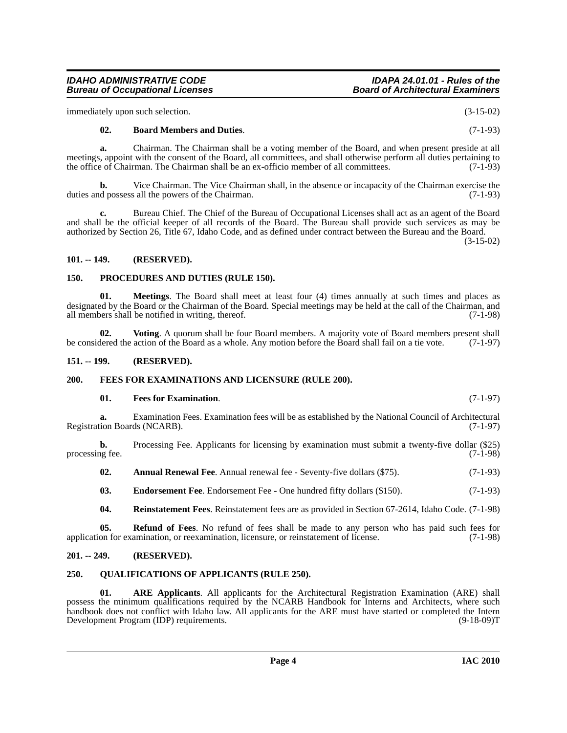immediately upon such selection. (3-15-02)

**02. Board Members and Duties**. (7-1-93)

**a.** Chairman. The Chairman shall be a voting member of the Board, and when present preside at all meetings, appoint with the consent of the Board, all committees, and shall otherwise perform all duties pertaining to the office of Chairman. The Chairman shall be an ex-officio member of all committees. (7-1-93)

**b.** Vice Chairman. The Vice Chairman shall, in the absence or incapacity of the Chairman exercise the duties and possess all the powers of the Chairman. (7-1-93)

**c.** Bureau Chief. The Chief of the Bureau of Occupational Licenses shall act as an agent of the Board and shall be the official keeper of all records of the Board. The Bureau shall provide such services as may be authorized by Section 26, Title 67, Idaho Code, and as defined under contract between the Bureau and the Board. (3-15-02)

## 101. -- 149. (RESERVED).

## 150. PROCEDURES AND DUTIES (RULE 150).

**01. Meetings**. The Board shall meet at least four (4) times annually at such times and places as designated by the Board or the Chairman of the Board. Special meetings may be held at the call of the Chairman, and all members shall be notified in writing, thereof. (7-1-98)

**02. Voting**. A quorum shall be four Board members. A majority vote of Board members present shall be considered the action of the Board as a whole. Any motion before the Board shall fail on a tie vote. (7-1-97)

## 151. -- 199. (RESERVED).

## 200. FEES FOR EXAMINATIONS AND LICENSURE (RULE 200).

**01. Fees for Examination**. (7-1-97)

**a.** Examination Fees. Examination fees will be as established by the National Council of Architectural Registration Boards (NCARB). (7-1-97)

**b.** Processing Fee. Applicants for licensing by examination must submit a twenty-five dollar ($25) processing fee. (7-1-98)

**02. Annual Renewal Fee**. Annual renewal fee - Seventy-five dollars ($75). (7-1-93)

**03. Endorsement Fee**. Endorsement Fee - One hundred fifty dollars ($150). (7-1-93)

**04. Reinstatement Fees**. Reinstatement fees are as provided in Section 67-2614, Idaho Code. (7-1-98)

**05. Refund of Fees**. No refund of fees shall be made to any person who has paid such fees for application for examination, or reexamination, licensure, or reinstatement of license. (7-1-98)

## 201. -- 249. (RESERVED).

## 250. QUALIFICATIONS OF APPLICANTS (RULE 250).

**01. ARE Applicants**. All applicants for the Architectural Registration Examination (ARE) shall possess the minimum qualifications required by the NCARB Handbook for Interns and Architects, where such handbook does not conflict with Idaho law. All applicants for the ARE must have started or completed the Intern Development Program (IDP) requirements. (9-18-09)T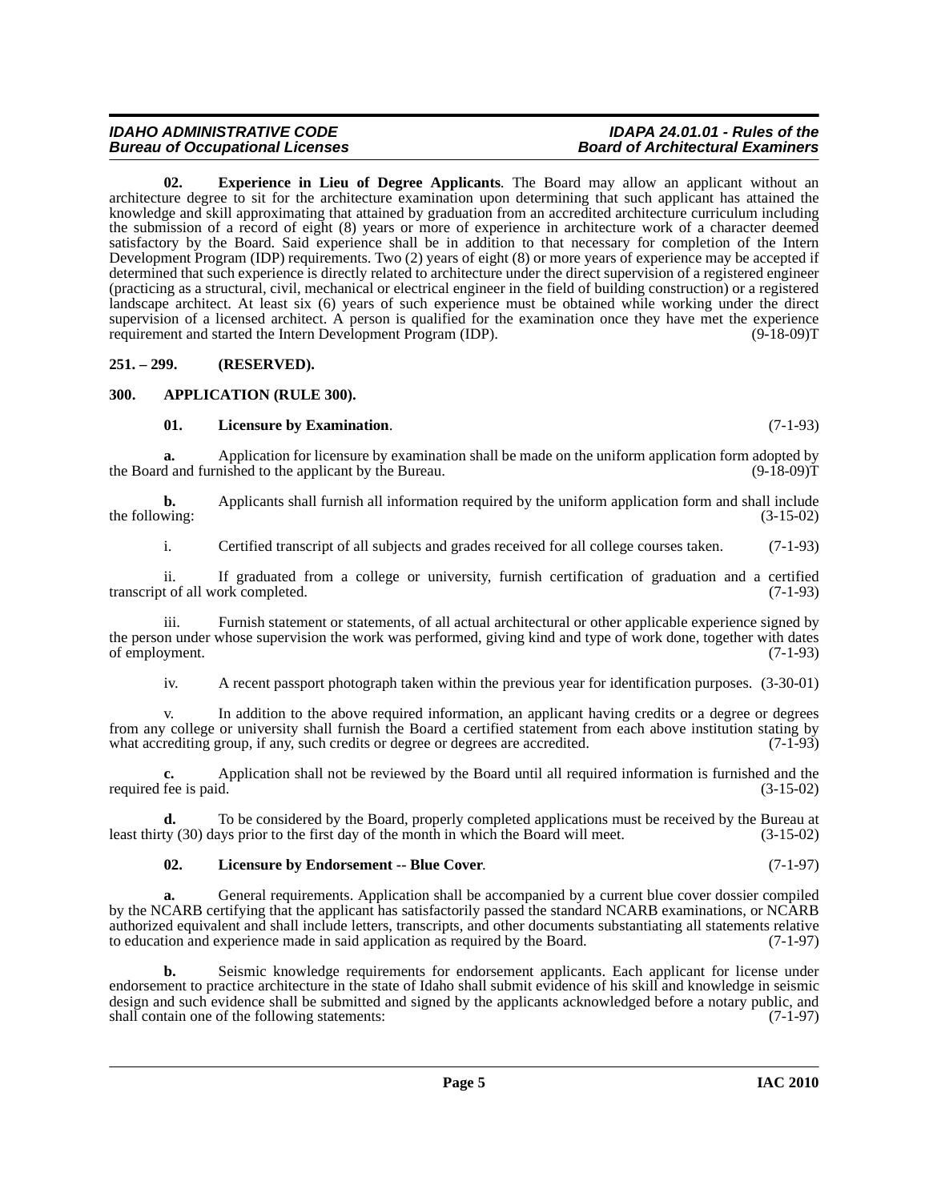**02. Experience in Lieu of Degree Applicants**. The Board may allow an applicant without an architecture degree to sit for the architecture examination upon determining that such applicant has attained the knowledge and skill approximating that attained by graduation from an accredited architecture curriculum including the submission of a record of eight (8) years or more of experience in architecture work of a character deemed satisfactory by the Board. Said experience shall be in addition to that necessary for completion of the Intern Development Program (IDP) requirements. Two (2) years of eight (8) or more years of experience may be accepted if determined that such experience is directly related to architecture under the direct supervision of a registered engineer (practicing as a structural, civil, mechanical or electrical engineer in the field of building construction) or a registered landscape architect. At least six (6) years of such experience must be obtained while working under the direct supervision of a licensed architect. A person is qualified for the examination once they have met the experience requirement and started the Intern Development Program (IDP). (9-18-09)T

## 251. – 299. (RESERVED).

## 300. APPLICATION (RULE 300).

**01. Licensure by Examination**. (7-1-93)

**a.** Application for licensure by examination shall be made on the uniform application form adopted by the Board and furnished to the applicant by the Bureau. (9-18-09)T

**b.** Applicants shall furnish all information required by the uniform application form and shall include the following: (3-15-02)

i. Certified transcript of all subjects and grades received for all college courses taken. (7-1-93)

ii. If graduated from a college or university, furnish certification of graduation and a certified transcript of all work completed. (7-1-93)

iii. Furnish statement or statements, of all actual architectural or other applicable experience signed by the person under whose supervision the work was performed, giving kind and type of work done, together with dates of employment. (7-1-93)

iv. A recent passport photograph taken within the previous year for identification purposes. (3-30-01)

v. In addition to the above required information, an applicant having credits or a degree or degrees from any college or university shall furnish the Board a certified statement from each above institution stating by what accrediting group, if any, such credits or degree or degrees are accredited. (7-1-93)

**c.** Application shall not be reviewed by the Board until all required information is furnished and the required fee is paid. (3-15-02)

**d.** To be considered by the Board, properly completed applications must be received by the Bureau at least thirty (30) days prior to the first day of the month in which the Board will meet. (3-15-02)

**02. Licensure by Endorsement -- Blue Cover**. (7-1-97)

**a.** General requirements. Application shall be accompanied by a current blue cover dossier compiled by the NCARB certifying that the applicant has satisfactorily passed the standard NCARB examinations, or NCARB authorized equivalent and shall include letters, transcripts, and other documents substantiating all statements relative to education and experience made in said application as required by the Board. (7-1-97)

**b.** Seismic knowledge requirements for endorsement applicants. Each applicant for license under endorsement to practice architecture in the state of Idaho shall submit evidence of his skill and knowledge in seismic design and such evidence shall be submitted and signed by the applicants acknowledged before a notary public, and shall contain one of the following statements: (7-1-97)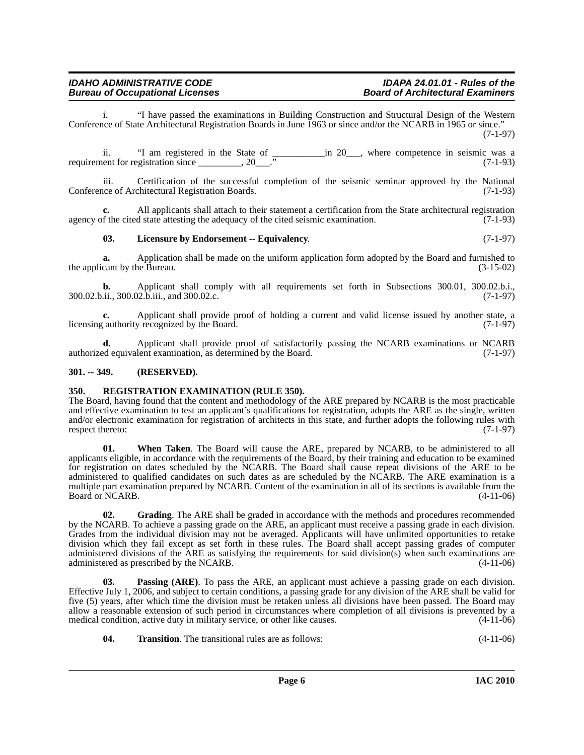i. "I have passed the examinations in Building Construction and Structural Design of the Western Conference of State Architectural Registration Boards in June 1963 or since and/or the NCARB in 1965 or since." (7-1-97)

ii. "I am registered in the State of ___________in 20___, where competence in seismic was a requirement for registration since _________, 20___." (7-1-93)

iii. Certification of the successful completion of the seismic seminar approved by the National Conference of Architectural Registration Boards. (7-1-93)

**c.** All applicants shall attach to their statement a certification from the State architectural registration agency of the cited state attesting the adequacy of the cited seismic examination. (7-1-93)

**03. Licensure by Endorsement -- Equivalency**. (7-1-97)

**a.** Application shall be made on the uniform application form adopted by the Board and furnished to the applicant by the Bureau. (3-15-02)

**b.** Applicant shall comply with all requirements set forth in Subsections 300.01, 300.02.b.i., 300.02.b.ii., 300.02.b.iii., and 300.02.c. (7-1-97)

**c.** Applicant shall provide proof of holding a current and valid license issued by another state, a licensing authority recognized by the Board. (7-1-97)

**d.** Applicant shall provide proof of satisfactorily passing the NCARB examinations or NCARB authorized equivalent examination, as determined by the Board. (7-1-97)

## 301. -- 349. (RESERVED).

## 350. REGISTRATION EXAMINATION (RULE 350).

The Board, having found that the content and methodology of the ARE prepared by NCARB is the most practicable and effective examination to test an applicant's qualifications for registration, adopts the ARE as the single, written and/or electronic examination for registration of architects in this state, and further adopts the following rules with respect thereto: (7-1-97)

**01. When Taken**. The Board will cause the ARE, prepared by NCARB, to be administered to all applicants eligible, in accordance with the requirements of the Board, by their training and education to be examined for registration on dates scheduled by the NCARB. The Board shall cause repeat divisions of the ARE to be administered to qualified candidates on such dates as are scheduled by the NCARB. The ARE examination is a multiple part examination prepared by NCARB. Content of the examination in all of its sections is available from the Board or NCARB. (4-11-06)

**02. Grading**. The ARE shall be graded in accordance with the methods and procedures recommended by the NCARB. To achieve a passing grade on the ARE, an applicant must receive a passing grade in each division. Grades from the individual division may not be averaged. Applicants will have unlimited opportunities to retake division which they fail except as set forth in these rules. The Board shall accept passing grades of computer administered divisions of the ARE as satisfying the requirements for said division(s) when such examinations are administered as prescribed by the NCARB. (4-11-06)

**03. Passing (ARE)**. To pass the ARE, an applicant must achieve a passing grade on each division. Effective July 1, 2006, and subject to certain conditions, a passing grade for any division of the ARE shall be valid for five (5) years, after which time the division must be retaken unless all divisions have been passed. The Board may allow a reasonable extension of such period in circumstances where completion of all divisions is prevented by a medical condition, active duty in military service, or other like causes. (4-11-06)

**04. Transition**. The transitional rules are as follows: (4-11-06)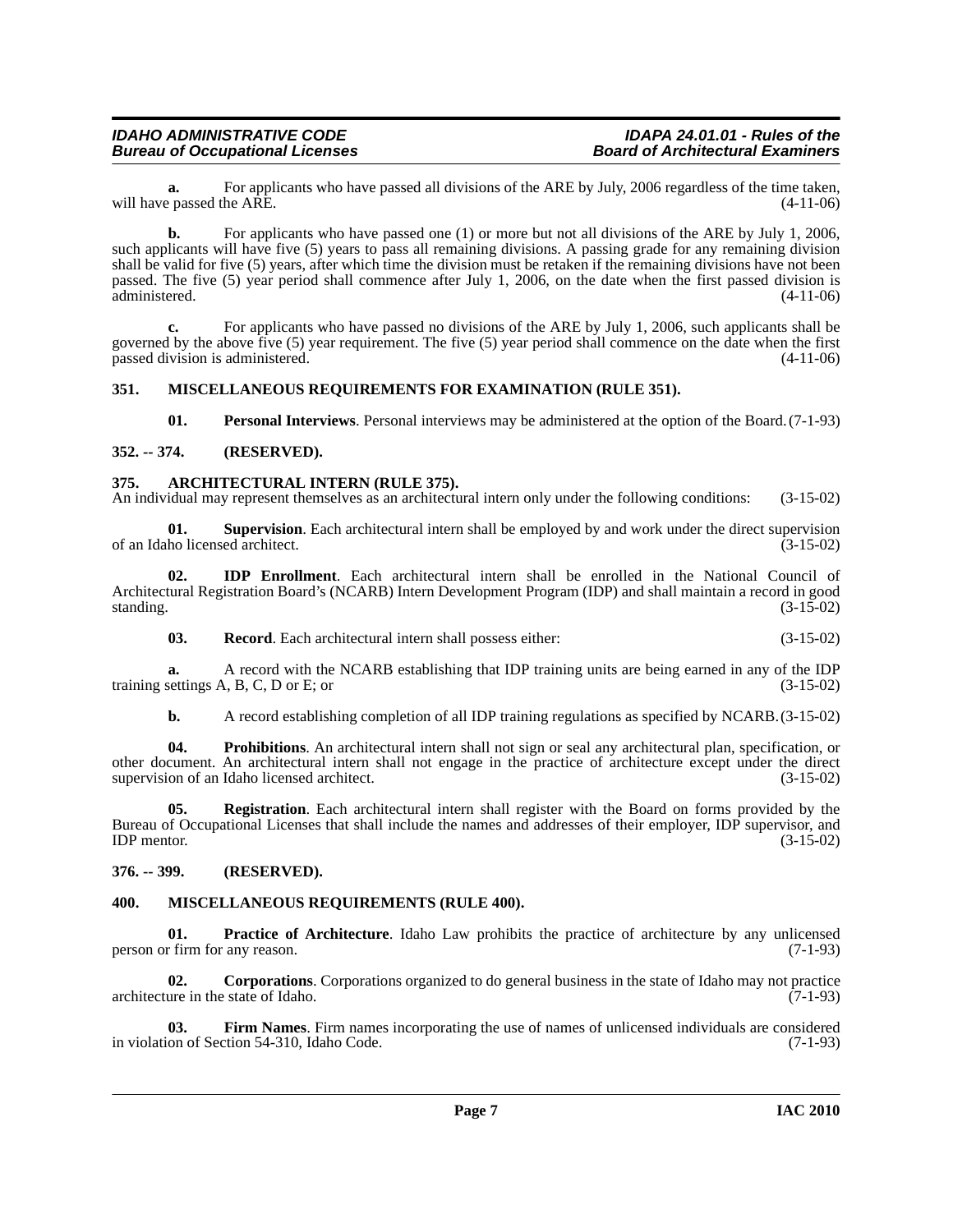**a.** For applicants who have passed all divisions of the ARE by July, 2006 regardless of the time taken, will have passed the ARE. (4-11-06)

**b.** For applicants who have passed one (1) or more but not all divisions of the ARE by July 1, 2006, such applicants will have five (5) years to pass all remaining divisions. A passing grade for any remaining division shall be valid for five (5) years, after which time the division must be retaken if the remaining divisions have not been passed. The five (5) year period shall commence after July 1, 2006, on the date when the first passed division is administered. (4-11-06)

**c.** For applicants who have passed no divisions of the ARE by July 1, 2006, such applicants shall be governed by the above five (5) year requirement. The five (5) year period shall commence on the date when the first passed division is administered. (4-11-06)

## 351. MISCELLANEOUS REQUIREMENTS FOR EXAMINATION (RULE 351).

**01. Personal Interviews**. Personal interviews may be administered at the option of the Board. (7-1-93)

## 352. -- 374. (RESERVED).

## 375. ARCHITECTURAL INTERN (RULE 375).

An individual may represent themselves as an architectural intern only under the following conditions: (3-15-02)

**01. Supervision**. Each architectural intern shall be employed by and work under the direct supervision of an Idaho licensed architect. (3-15-02)

**02. IDP Enrollment**. Each architectural intern shall be enrolled in the National Council of Architectural Registration Board's (NCARB) Intern Development Program (IDP) and shall maintain a record in good standing. (3-15-02)

**03. Record**. Each architectural intern shall possess either: (3-15-02)

**a.** A record with the NCARB establishing that IDP training units are being earned in any of the IDP training settings A, B, C, D or E; or (3-15-02)

**b.** A record establishing completion of all IDP training regulations as specified by NCARB. (3-15-02)

**04. Prohibitions**. An architectural intern shall not sign or seal any architectural plan, specification, or other document. An architectural intern shall not engage in the practice of architecture except under the direct supervision of an Idaho licensed architect. (3-15-02)

**05. Registration**. Each architectural intern shall register with the Board on forms provided by the Bureau of Occupational Licenses that shall include the names and addresses of their employer, IDP supervisor, and IDP mentor. (3-15-02)

## 376. -- 399. (RESERVED).

## 400. MISCELLANEOUS REQUIREMENTS (RULE 400).

**01. Practice of Architecture**. Idaho Law prohibits the practice of architecture by any unlicensed person or firm for any reason. (7-1-93)

**02. Corporations**. Corporations organized to do general business in the state of Idaho may not practice architecture in the state of Idaho. (7-1-93)

**03. Firm Names**. Firm names incorporating the use of names of unlicensed individuals are considered in violation of Section 54-310, Idaho Code. (7-1-93)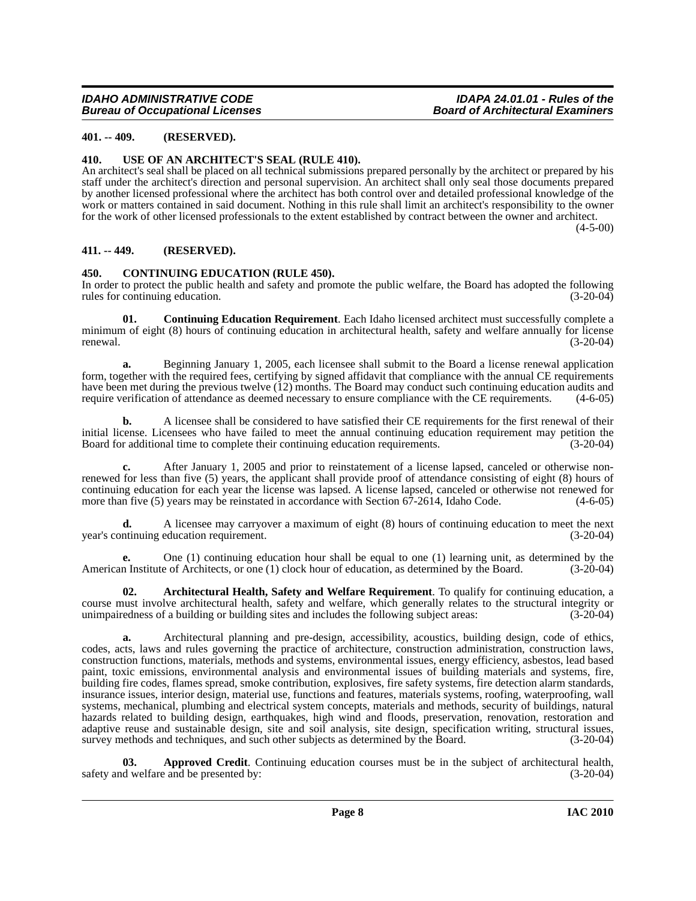## 401. -- 409. (RESERVED).

## 410. USE OF AN ARCHITECT'S SEAL (RULE 410).

An architect's seal shall be placed on all technical submissions prepared personally by the architect or prepared by his staff under the architect's direction and personal supervision. An architect shall only seal those documents prepared by another licensed professional where the architect has both control over and detailed professional knowledge of the work or matters contained in said document. Nothing in this rule shall limit an architect's responsibility to the owner for the work of other licensed professionals to the extent established by contract between the owner and architect. (4-5-00)

## 411. -- 449. (RESERVED).

## 450. CONTINUING EDUCATION (RULE 450).

In order to protect the public health and safety and promote the public welfare, the Board has adopted the following rules for continuing education. (3-20-04)

**01. Continuing Education Requirement**. Each Idaho licensed architect must successfully complete a minimum of eight (8) hours of continuing education in architectural health, safety and welfare annually for license renewal. (3-20-04)

**a.** Beginning January 1, 2005, each licensee shall submit to the Board a license renewal application form, together with the required fees, certifying by signed affidavit that compliance with the annual CE requirements have been met during the previous twelve (12) months. The Board may conduct such continuing education audits and require verification of attendance as deemed necessary to ensure compliance with the CE requirements. (4-6-05)

**b.** A licensee shall be considered to have satisfied their CE requirements for the first renewal of their initial license. Licensees who have failed to meet the annual continuing education requirement may petition the Board for additional time to complete their continuing education requirements. (3-20-04)

**c.** After January 1, 2005 and prior to reinstatement of a license lapsed, canceled or otherwise non-renewed for less than five (5) years, the applicant shall provide proof of attendance consisting of eight (8) hours of continuing education for each year the license was lapsed. A license lapsed, canceled or otherwise not renewed for more than five (5) years may be reinstated in accordance with Section 67-2614, Idaho Code. (4-6-05)

**d.** A licensee may carryover a maximum of eight (8) hours of continuing education to meet the next year's continuing education requirement. (3-20-04)

**e.** One (1) continuing education hour shall be equal to one (1) learning unit, as determined by the American Institute of Architects, or one (1) clock hour of education, as determined by the Board. (3-20-04)

**02. Architectural Health, Safety and Welfare Requirement**. To qualify for continuing education, a course must involve architectural health, safety and welfare, which generally relates to the structural integrity or unimpairedness of a building or building sites and includes the following subject areas: (3-20-04)

**a.** Architectural planning and pre-design, accessibility, acoustics, building design, code of ethics, codes, acts, laws and rules governing the practice of architecture, construction administration, construction laws, construction functions, materials, methods and systems, environmental issues, energy efficiency, asbestos, lead based paint, toxic emissions, environmental analysis and environmental issues of building materials and systems, fire, building fire codes, flames spread, smoke contribution, explosives, fire safety systems, fire detection alarm standards, insurance issues, interior design, material use, functions and features, materials systems, roofing, waterproofing, wall systems, mechanical, plumbing and electrical system concepts, materials and methods, security of buildings, natural hazards related to building design, earthquakes, high wind and floods, preservation, renovation, restoration and adaptive reuse and sustainable design, site and soil analysis, site design, specification writing, structural issues, survey methods and techniques, and such other subjects as determined by the Board. (3-20-04)

**03. Approved Credit**. Continuing education courses must be in the subject of architectural health, safety and welfare and be presented by: (3-20-04)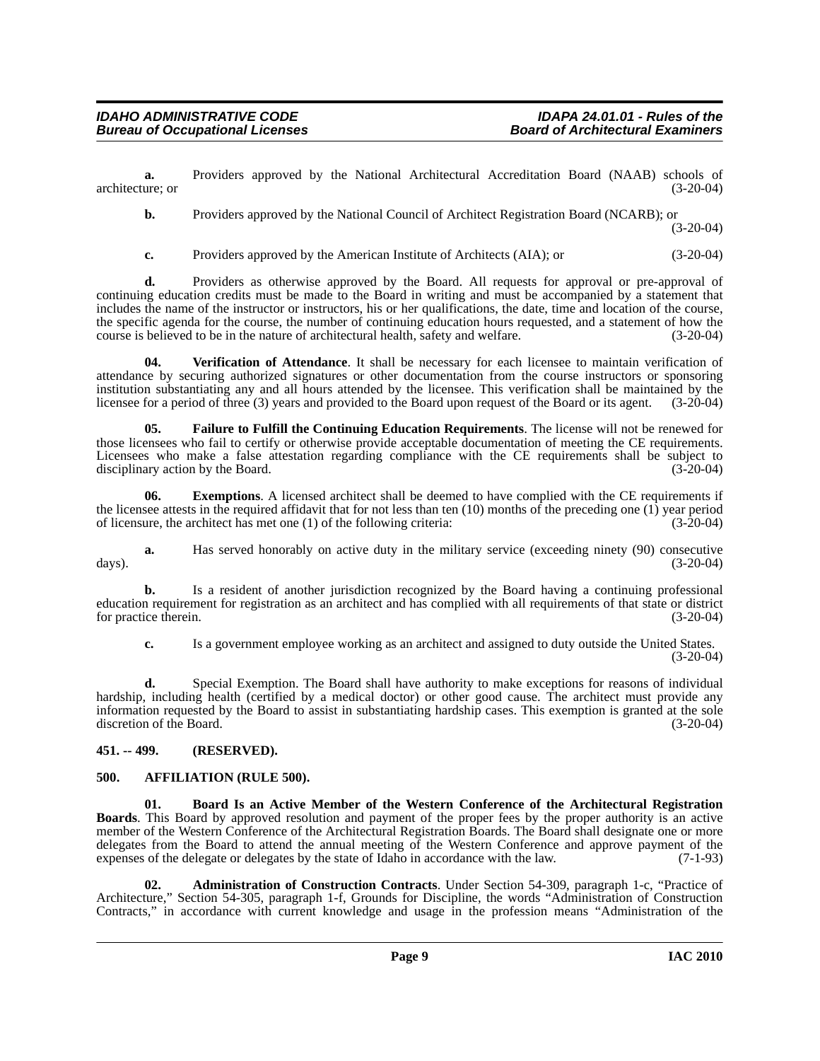**a.** Providers approved by the National Architectural Accreditation Board (NAAB) schools of architecture; or (3-20-04)

**b.** Providers approved by the National Council of Architect Registration Board (NCARB); or (3-20-04)

**c.** Providers approved by the American Institute of Architects (AIA); or (3-20-04)

**d.** Providers as otherwise approved by the Board. All requests for approval or pre-approval of continuing education credits must be made to the Board in writing and must be accompanied by a statement that includes the name of the instructor or instructors, his or her qualifications, the date, time and location of the course, the specific agenda for the course, the number of continuing education hours requested, and a statement of how the course is believed to be in the nature of architectural health, safety and welfare. (3-20-04)

**04. Verification of Attendance**. It shall be necessary for each licensee to maintain verification of attendance by securing authorized signatures or other documentation from the course instructors or sponsoring institution substantiating any and all hours attended by the licensee. This verification shall be maintained by the licensee for a period of three (3) years and provided to the Board upon request of the Board or its agent. (3-20-04)

**05. Failure to Fulfill the Continuing Education Requirements**. The license will not be renewed for those licensees who fail to certify or otherwise provide acceptable documentation of meeting the CE requirements. Licensees who make a false attestation regarding compliance with the CE requirements shall be subject to disciplinary action by the Board. (3-20-04)

**06. Exemptions**. A licensed architect shall be deemed to have complied with the CE requirements if the licensee attests in the required affidavit that for not less than ten (10) months of the preceding one (1) year period of licensure, the architect has met one (1) of the following criteria: (3-20-04)

**a.** Has served honorably on active duty in the military service (exceeding ninety (90) consecutive days). (3-20-04)

**b.** Is a resident of another jurisdiction recognized by the Board having a continuing professional education requirement for registration as an architect and has complied with all requirements of that state or district for practice therein. (3-20-04)

**c.** Is a government employee working as an architect and assigned to duty outside the United States. (3-20-04)

**d.** Special Exemption. The Board shall have authority to make exceptions for reasons of individual hardship, including health (certified by a medical doctor) or other good cause. The architect must provide any information requested by the Board to assist in substantiating hardship cases. This exemption is granted at the sole discretion of the Board. (3-20-04)

## 451. -- 499. (RESERVED).

## 500. AFFILIATION (RULE 500).

**01. Board Is an Active Member of the Western Conference of the Architectural Registration Boards**. This Board by approved resolution and payment of the proper fees by the proper authority is an active member of the Western Conference of the Architectural Registration Boards. The Board shall designate one or more delegates from the Board to attend the annual meeting of the Western Conference and approve payment of the expenses of the delegate or delegates by the state of Idaho in accordance with the law. (7-1-93)

**02. Administration of Construction Contracts**. Under Section 54-309, paragraph 1-c, "Practice of Architecture," Section 54-305, paragraph 1-f, Grounds for Discipline, the words "Administration of Construction Contracts," in accordance with current knowledge and usage in the profession means "Administration of the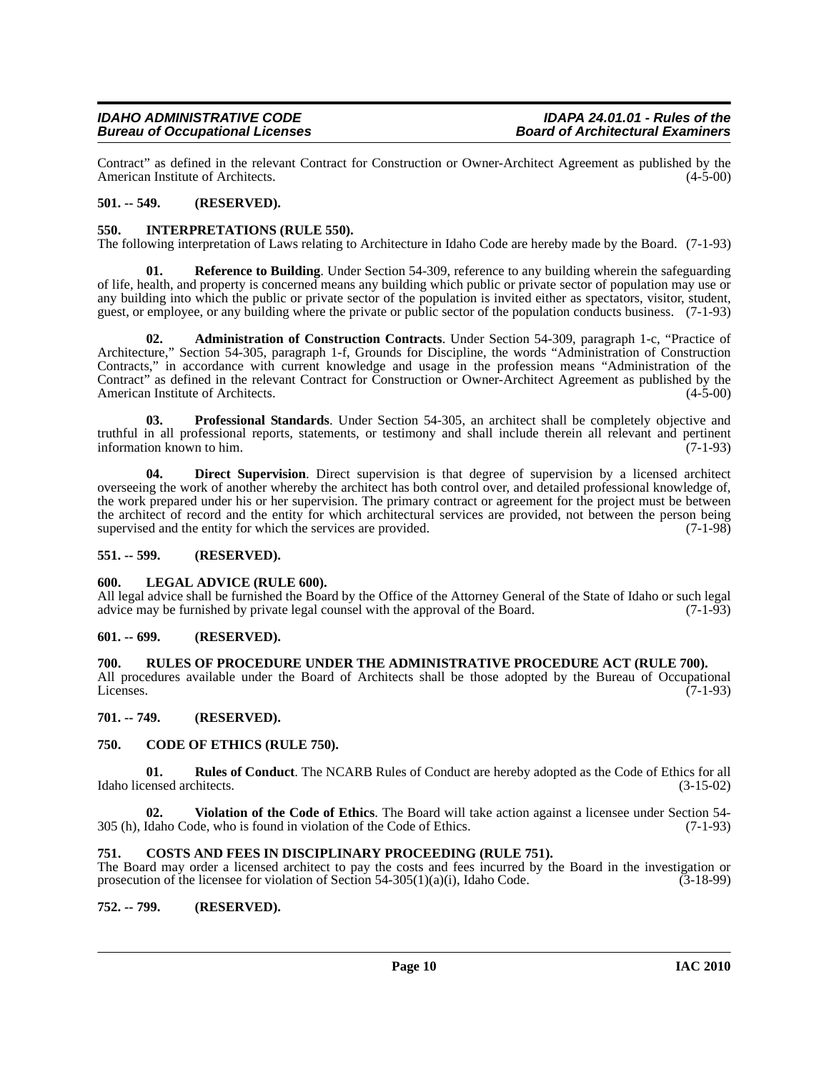Contract" as defined in the relevant Contract for Construction or Owner-Architect Agreement as published by the American Institute of Architects. (4-5-00)

### 501. -- 549. (RESERVED).

### 550. INTERPRETATIONS (RULE 550).

The following interpretation of Laws relating to Architecture in Idaho Code are hereby made by the Board. (7-1-93)

**01. Reference to Building**. Under Section 54-309, reference to any building wherein the safeguarding of life, health, and property is concerned means any building which public or private sector of population may use or any building into which the public or private sector of the population is invited either as spectators, visitor, student, guest, or employee, or any building where the private or public sector of the population conducts business. (7-1-93)

**02. Administration of Construction Contracts**. Under Section 54-309, paragraph 1-c, "Practice of Architecture," Section 54-305, paragraph 1-f, Grounds for Discipline, the words "Administration of Construction Contracts," in accordance with current knowledge and usage in the profession means "Administration of the Contract" as defined in the relevant Contract for Construction or Owner-Architect Agreement as published by the American Institute of Architects. (4-5-00)

**03. Professional Standards**. Under Section 54-305, an architect shall be completely objective and truthful in all professional reports, statements, or testimony and shall include therein all relevant and pertinent information known to him. (7-1-93)

**04. Direct Supervision**. Direct supervision is that degree of supervision by a licensed architect overseeing the work of another whereby the architect has both control over, and detailed professional knowledge of, the work prepared under his or her supervision. The primary contract or agreement for the project must be between the architect of record and the entity for which architectural services are provided, not between the person being supervised and the entity for which the services are provided. (7-1-98)

### 551. -- 599. (RESERVED).

### 600. LEGAL ADVICE (RULE 600).

All legal advice shall be furnished the Board by the Office of the Attorney General of the State of Idaho or such legal advice may be furnished by private legal counsel with the approval of the Board. (7-1-93)

### 601. -- 699. (RESERVED).

### 700. RULES OF PROCEDURE UNDER THE ADMINISTRATIVE PROCEDURE ACT (RULE 700).

All procedures available under the Board of Architects shall be those adopted by the Bureau of Occupational Licenses. (7-1-93)

### 701. -- 749. (RESERVED).

### 750. CODE OF ETHICS (RULE 750).

**01. Rules of Conduct**. The NCARB Rules of Conduct are hereby adopted as the Code of Ethics for all Idaho licensed architects. (3-15-02)

**02. Violation of the Code of Ethics**. The Board will take action against a licensee under Section 54-305 (h), Idaho Code, who is found in violation of the Code of Ethics. (7-1-93)

### 751. COSTS AND FEES IN DISCIPLINARY PROCEEDING (RULE 751).

The Board may order a licensed architect to pay the costs and fees incurred by the Board in the investigation or prosecution of the licensee for violation of Section 54-305(1)(a)(i), Idaho Code. (3-18-99)

### 752. -- 799. (RESERVED).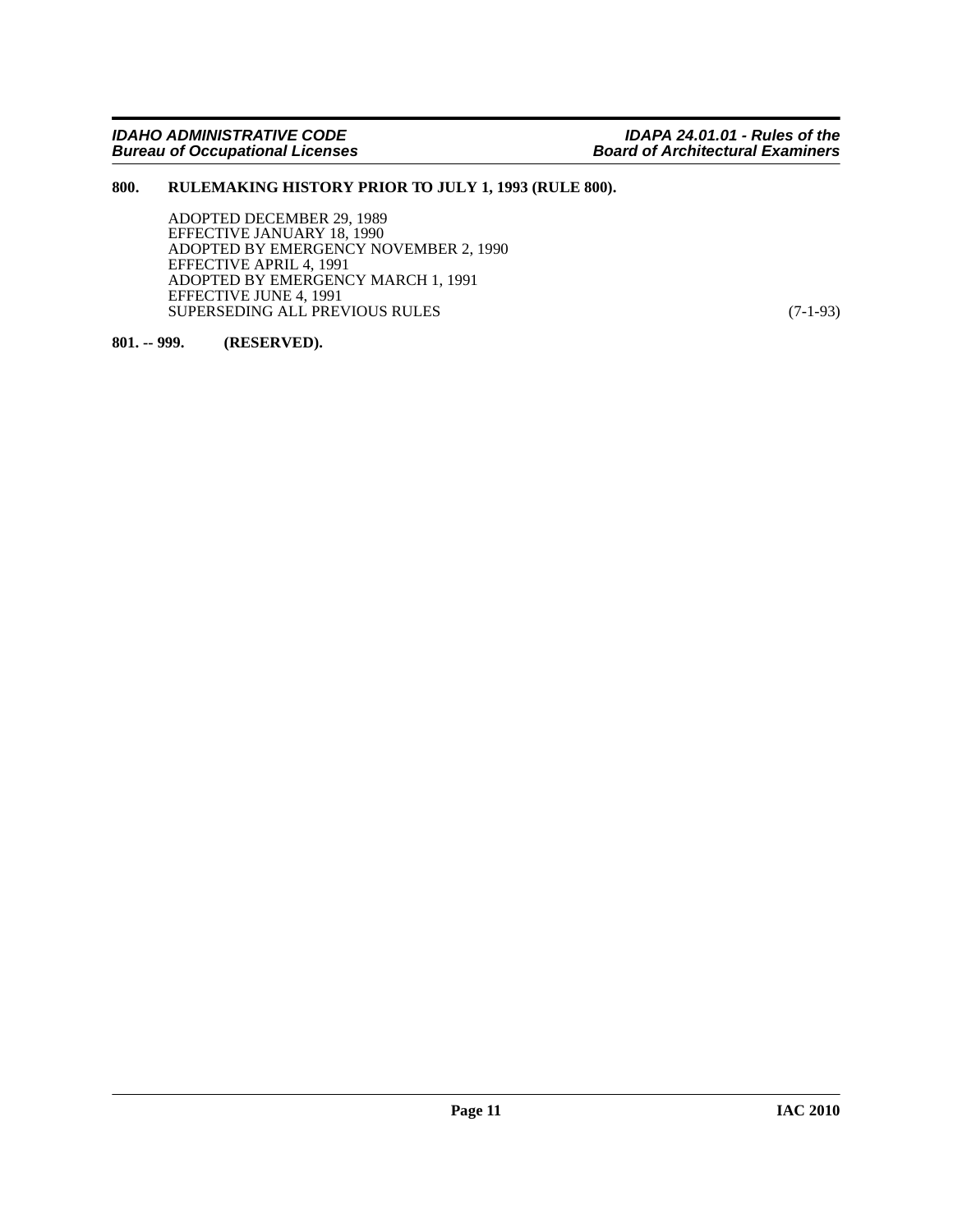### 800. RULEMAKING HISTORY PRIOR TO JULY 1, 1993 (RULE 800).

ADOPTED DECEMBER 29, 1989
EFFECTIVE JANUARY 18, 1990
ADOPTED BY EMERGENCY NOVEMBER 2, 1990
EFFECTIVE APRIL 4, 1991
ADOPTED BY EMERGENCY MARCH 1, 1991
EFFECTIVE JUNE 4, 1991
SUPERSEDING ALL PREVIOUS RULES (7-1-93)

### 801. -- 999. (RESERVED).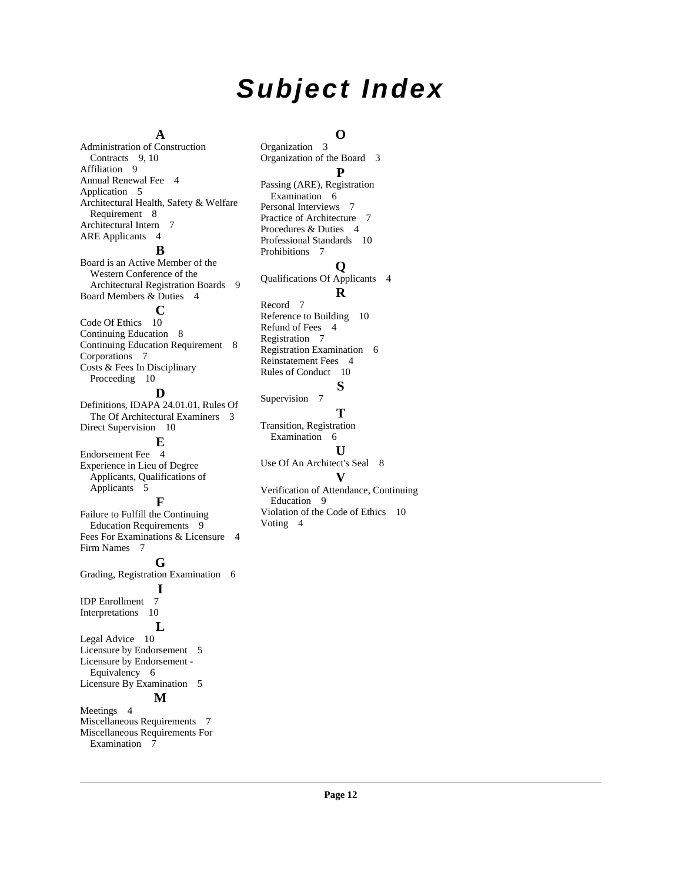# Subject Index

**A**

Administration of Construction Contracts 9, 10
Affiliation 9
Annual Renewal Fee 4
Application 5
Architectural Health, Safety & Welfare Requirement 8
Architectural Intern 7
ARE Applicants 4

**B**

Board is an Active Member of the Western Conference of the Architectural Registration Boards 9
Board Members & Duties 4

**C**

Code Of Ethics 10
Continuing Education 8
Continuing Education Requirement 8
Corporations 7
Costs & Fees In Disciplinary Proceeding 10

**D**

Definitions, IDAPA 24.01.01, Rules Of The Of Architectural Examiners 3
Direct Supervision 10

**E**

Endorsement Fee 4
Experience in Lieu of Degree Applicants, Qualifications of Applicants 5

**F**

Failure to Fulfill the Continuing Education Requirements 9
Fees For Examinations & Licensure 4
Firm Names 7

**G**

Grading, Registration Examination 6

**I**

IDP Enrollment 7
Interpretations 10

**L**

Legal Advice 10
Licensure by Endorsement 5
Licensure by Endorsement - Equivalency 6
Licensure By Examination 5

**M**

Meetings 4
Miscellaneous Requirements 7
Miscellaneous Requirements For Examination 7

**O**

Organization 3
Organization of the Board 3

**P**

Passing (ARE), Registration Examination 6
Personal Interviews 7
Practice of Architecture 7
Procedures & Duties 4
Professional Standards 10
Prohibitions 7

**Q**

Qualifications Of Applicants 4

**R**

Record 7
Reference to Building 10
Refund of Fees 4
Registration 7
Registration Examination 6
Reinstatement Fees 4
Rules of Conduct 10

**S**

Supervision 7

**T**

Transition, Registration Examination 6

**U**

Use Of An Architect's Seal 8

**V**

Verification of Attendance, Continuing Education 9
Violation of the Code of Ethics 10
Voting 4